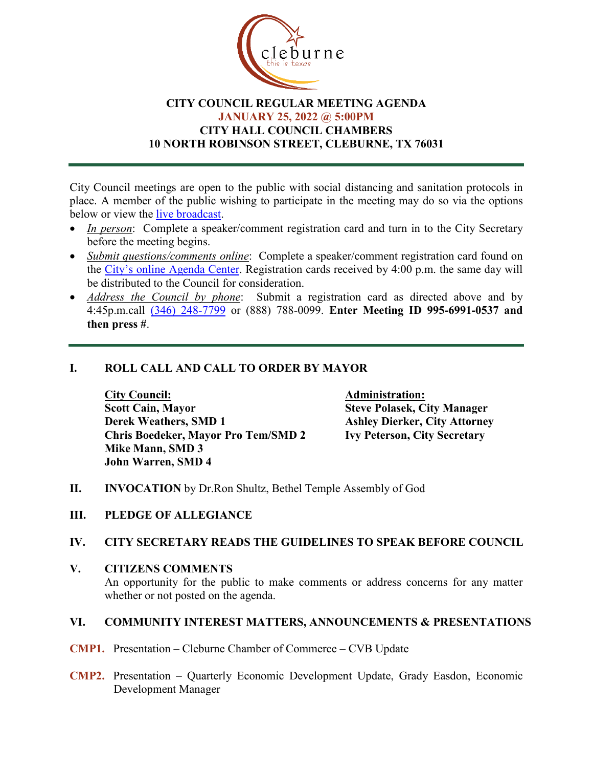# CITY COUNCIL REGULAR MEETING AGENDA

**JANUARY 25, 2022 @ 5:00PM**

**CITY HALL COUNCIL CHAMBERS**

**10 NORTH ROBINSON STREET, CLEBURNE, TX 76031**

---

City Council meetings are open to the public with social distancing and sanitation protocols in place. A member of the public wishing to participate in the meeting may do so via the options below or view the live broadcast.

- *In person*: Complete a speaker/comment registration card and turn in to the City Secretary before the meeting begins.
- *Submit questions/comments online*: Complete a speaker/comment registration card found on the City's online Agenda Center. Registration cards received by 4:00 p.m. the same day will be distributed to the Council for consideration.
- *Address the Council by phone*: Submit a registration card as directed above and by 4:45p.m.call (346) 248-7799 or (888) 788-0099. **Enter Meeting ID 995-6991-0537 and then press #**.

---

## I. ROLL CALL AND CALL TO ORDER BY MAYOR

**City Council:**
**Scott Cain, Mayor**
**Derek Weathers, SMD 1**
**Chris Boedeker, Mayor Pro Tem/SMD 2**
**Mike Mann, SMD 3**
**John Warren, SMD 4**

**Administration:**
**Steve Polasek, City Manager**
**Ashley Dierker, City Attorney**
**Ivy Peterson, City Secretary**

## II. INVOCATION by Dr.Ron Shultz, Bethel Temple Assembly of God

## III. PLEDGE OF ALLEGIANCE

## IV. CITY SECRETARY READS THE GUIDELINES TO SPEAK BEFORE COUNCIL

## V. CITIZENS COMMENTS

An opportunity for the public to make comments or address concerns for any matter whether or not posted on the agenda.

## VI. COMMUNITY INTEREST MATTERS, ANNOUNCEMENTS & PRESENTATIONS

**CMP1.** Presentation – Cleburne Chamber of Commerce – CVB Update

**CMP2.** Presentation – Quarterly Economic Development Update, Grady Easdon, Economic Development Manager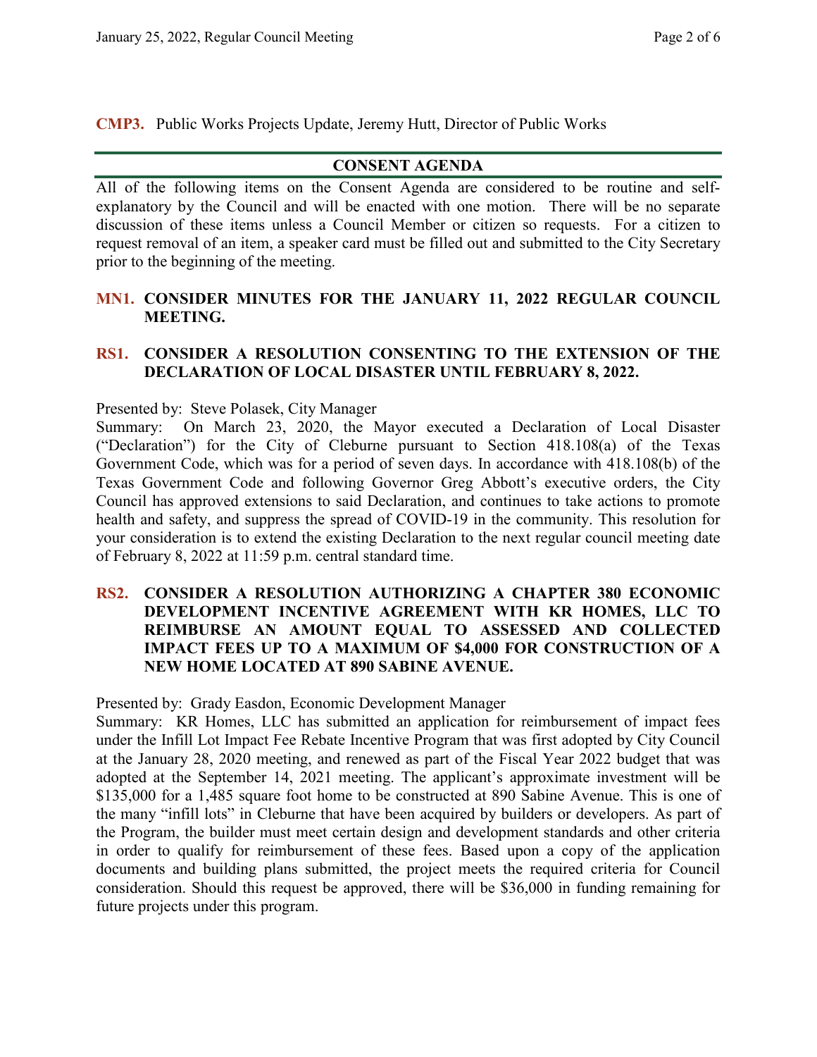**CMP3.** Public Works Projects Update, Jeremy Hutt, Director of Public Works

## CONSENT AGENDA

All of the following items on the Consent Agenda are considered to be routine and self-explanatory by the Council and will be enacted with one motion. There will be no separate discussion of these items unless a Council Member or citizen so requests. For a citizen to request removal of an item, a speaker card must be filled out and submitted to the City Secretary prior to the beginning of the meeting.

**MN1. CONSIDER MINUTES FOR THE JANUARY 11, 2022 REGULAR COUNCIL MEETING.**

**RS1. CONSIDER A RESOLUTION CONSENTING TO THE EXTENSION OF THE DECLARATION OF LOCAL DISASTER UNTIL FEBRUARY 8, 2022.**

Presented by: Steve Polasek, City Manager

Summary: On March 23, 2020, the Mayor executed a Declaration of Local Disaster ("Declaration") for the City of Cleburne pursuant to Section 418.108(a) of the Texas Government Code, which was for a period of seven days. In accordance with 418.108(b) of the Texas Government Code and following Governor Greg Abbott's executive orders, the City Council has approved extensions to said Declaration, and continues to take actions to promote health and safety, and suppress the spread of COVID-19 in the community. This resolution for your consideration is to extend the existing Declaration to the next regular council meeting date of February 8, 2022 at 11:59 p.m. central standard time.

**RS2. CONSIDER A RESOLUTION AUTHORIZING A CHAPTER 380 ECONOMIC DEVELOPMENT INCENTIVE AGREEMENT WITH KR HOMES, LLC TO REIMBURSE AN AMOUNT EQUAL TO ASSESSED AND COLLECTED IMPACT FEES UP TO A MAXIMUM OF $4,000 FOR CONSTRUCTION OF A NEW HOME LOCATED AT 890 SABINE AVENUE.**

Presented by: Grady Easdon, Economic Development Manager

Summary: KR Homes, LLC has submitted an application for reimbursement of impact fees under the Infill Lot Impact Fee Rebate Incentive Program that was first adopted by City Council at the January 28, 2020 meeting, and renewed as part of the Fiscal Year 2022 budget that was adopted at the September 14, 2021 meeting. The applicant's approximate investment will be $135,000 for a 1,485 square foot home to be constructed at 890 Sabine Avenue. This is one of the many "infill lots" in Cleburne that have been acquired by builders or developers. As part of the Program, the builder must meet certain design and development standards and other criteria in order to qualify for reimbursement of these fees. Based upon a copy of the application documents and building plans submitted, the project meets the required criteria for Council consideration. Should this request be approved, there will be $36,000 in funding remaining for future projects under this program.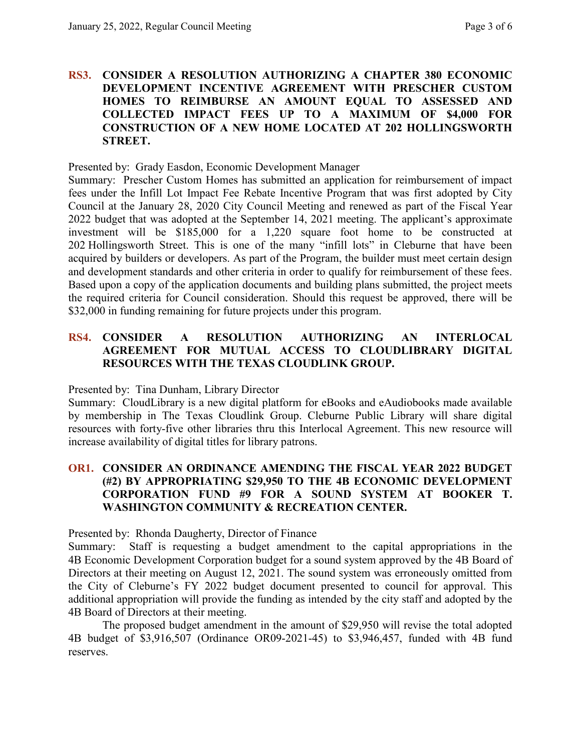**RS3. CONSIDER A RESOLUTION AUTHORIZING A CHAPTER 380 ECONOMIC DEVELOPMENT INCENTIVE AGREEMENT WITH PRESCHER CUSTOM HOMES TO REIMBURSE AN AMOUNT EQUAL TO ASSESSED AND COLLECTED IMPACT FEES UP TO A MAXIMUM OF $4,000 FOR CONSTRUCTION OF A NEW HOME LOCATED AT 202 HOLLINGSWORTH STREET.**

Presented by: Grady Easdon, Economic Development Manager

Summary: Prescher Custom Homes has submitted an application for reimbursement of impact fees under the Infill Lot Impact Fee Rebate Incentive Program that was first adopted by City Council at the January 28, 2020 City Council Meeting and renewed as part of the Fiscal Year 2022 budget that was adopted at the September 14, 2021 meeting. The applicant's approximate investment will be $185,000 for a 1,220 square foot home to be constructed at 202 Hollingsworth Street. This is one of the many "infill lots" in Cleburne that have been acquired by builders or developers. As part of the Program, the builder must meet certain design and development standards and other criteria in order to qualify for reimbursement of these fees. Based upon a copy of the application documents and building plans submitted, the project meets the required criteria for Council consideration. Should this request be approved, there will be $32,000 in funding remaining for future projects under this program.

**RS4. CONSIDER A RESOLUTION AUTHORIZING AN INTERLOCAL AGREEMENT FOR MUTUAL ACCESS TO CLOUDLIBRARY DIGITAL RESOURCES WITH THE TEXAS CLOUDLINK GROUP.**

Presented by: Tina Dunham, Library Director

Summary: CloudLibrary is a new digital platform for eBooks and eAudiobooks made available by membership in The Texas Cloudlink Group. Cleburne Public Library will share digital resources with forty-five other libraries thru this Interlocal Agreement. This new resource will increase availability of digital titles for library patrons.

**OR1. CONSIDER AN ORDINANCE AMENDING THE FISCAL YEAR 2022 BUDGET (#2) BY APPROPRIATING $29,950 TO THE 4B ECONOMIC DEVELOPMENT CORPORATION FUND #9 FOR A SOUND SYSTEM AT BOOKER T. WASHINGTON COMMUNITY & RECREATION CENTER.**

Presented by: Rhonda Daugherty, Director of Finance

Summary: Staff is requesting a budget amendment to the capital appropriations in the 4B Economic Development Corporation budget for a sound system approved by the 4B Board of Directors at their meeting on August 12, 2021. The sound system was erroneously omitted from the City of Cleburne's FY 2022 budget document presented to council for approval. This additional appropriation will provide the funding as intended by the city staff and adopted by the 4B Board of Directors at their meeting.

The proposed budget amendment in the amount of $29,950 will revise the total adopted 4B budget of $3,916,507 (Ordinance OR09-2021-45) to $3,946,457, funded with 4B fund reserves.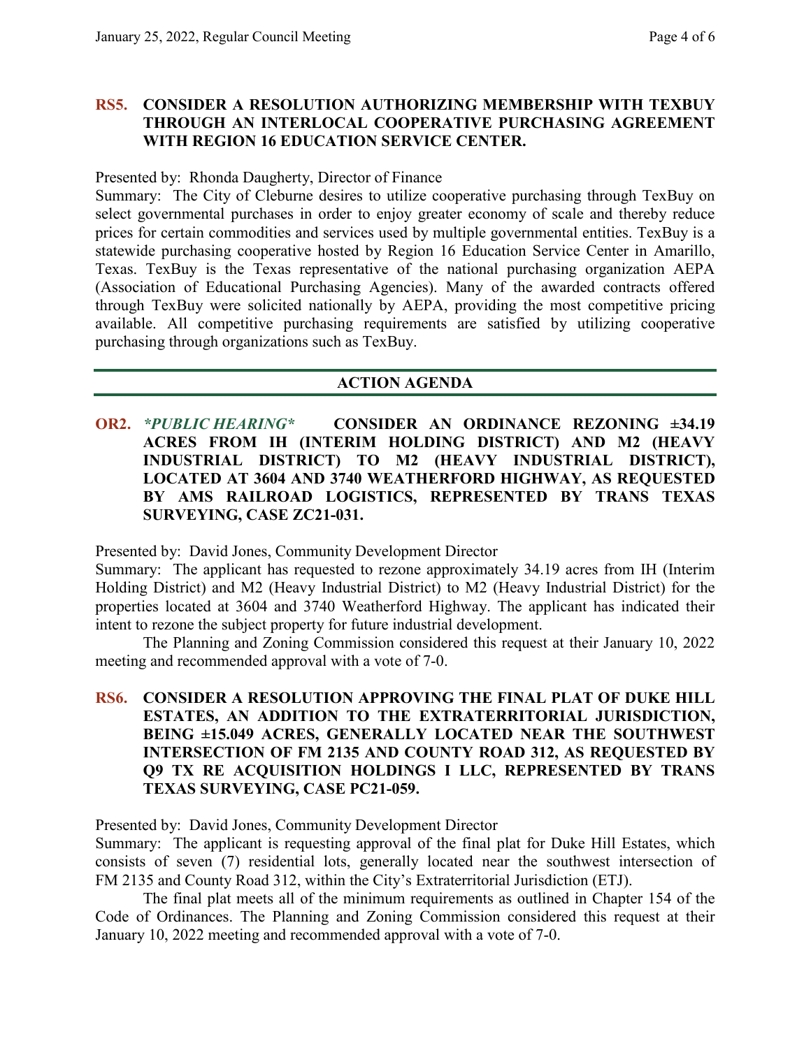**RS5. CONSIDER A RESOLUTION AUTHORIZING MEMBERSHIP WITH TEXBUY THROUGH AN INTERLOCAL COOPERATIVE PURCHASING AGREEMENT WITH REGION 16 EDUCATION SERVICE CENTER.**

Presented by: Rhonda Daugherty, Director of Finance

Summary: The City of Cleburne desires to utilize cooperative purchasing through TexBuy on select governmental purchases in order to enjoy greater economy of scale and thereby reduce prices for certain commodities and services used by multiple governmental entities. TexBuy is a statewide purchasing cooperative hosted by Region 16 Education Service Center in Amarillo, Texas. TexBuy is the Texas representative of the national purchasing organization AEPA (Association of Educational Purchasing Agencies). Many of the awarded contracts offered through TexBuy were solicited nationally by AEPA, providing the most competitive pricing available. All competitive purchasing requirements are satisfied by utilizing cooperative purchasing through organizations such as TexBuy.

## ACTION AGENDA

**OR2.** ***PUBLIC HEARING*** **CONSIDER AN ORDINANCE REZONING ±34.19 ACRES FROM IH (INTERIM HOLDING DISTRICT) AND M2 (HEAVY INDUSTRIAL DISTRICT) TO M2 (HEAVY INDUSTRIAL DISTRICT), LOCATED AT 3604 AND 3740 WEATHERFORD HIGHWAY, AS REQUESTED BY AMS RAILROAD LOGISTICS, REPRESENTED BY TRANS TEXAS SURVEYING, CASE ZC21-031.**

Presented by: David Jones, Community Development Director

Summary: The applicant has requested to rezone approximately 34.19 acres from IH (Interim Holding District) and M2 (Heavy Industrial District) to M2 (Heavy Industrial District) for the properties located at 3604 and 3740 Weatherford Highway. The applicant has indicated their intent to rezone the subject property for future industrial development.

The Planning and Zoning Commission considered this request at their January 10, 2022 meeting and recommended approval with a vote of 7-0.

**RS6. CONSIDER A RESOLUTION APPROVING THE FINAL PLAT OF DUKE HILL ESTATES, AN ADDITION TO THE EXTRATERRITORIAL JURISDICTION, BEING ±15.049 ACRES, GENERALLY LOCATED NEAR THE SOUTHWEST INTERSECTION OF FM 2135 AND COUNTY ROAD 312, AS REQUESTED BY Q9 TX RE ACQUISITION HOLDINGS I LLC, REPRESENTED BY TRANS TEXAS SURVEYING, CASE PC21-059.**

Presented by: David Jones, Community Development Director

Summary: The applicant is requesting approval of the final plat for Duke Hill Estates, which consists of seven (7) residential lots, generally located near the southwest intersection of FM 2135 and County Road 312, within the City's Extraterritorial Jurisdiction (ETJ).

The final plat meets all of the minimum requirements as outlined in Chapter 154 of the Code of Ordinances. The Planning and Zoning Commission considered this request at their January 10, 2022 meeting and recommended approval with a vote of 7-0.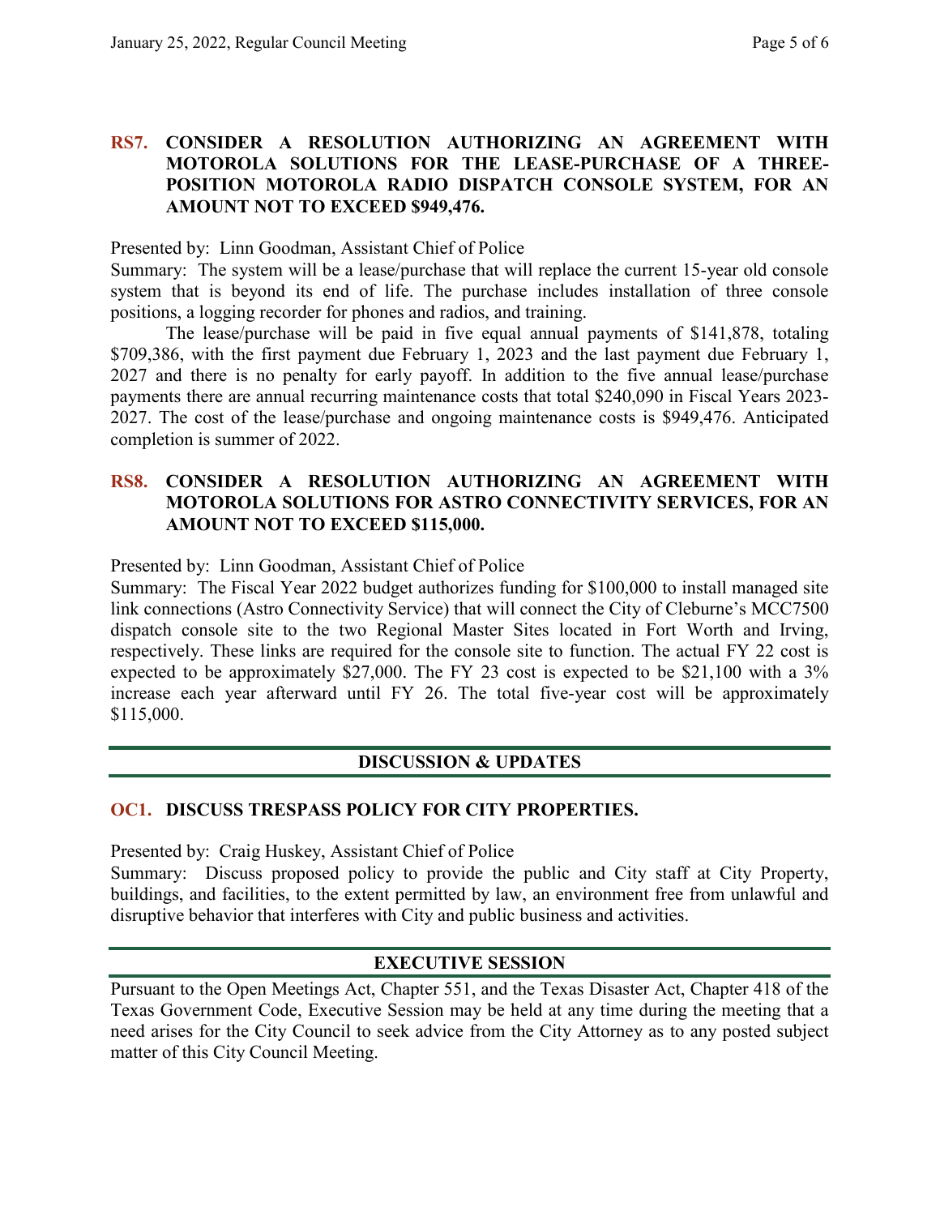### RS7. CONSIDER A RESOLUTION AUTHORIZING AN AGREEMENT WITH MOTOROLA SOLUTIONS FOR THE LEASE-PURCHASE OF A THREE-POSITION MOTOROLA RADIO DISPATCH CONSOLE SYSTEM, FOR AN AMOUNT NOT TO EXCEED $949,476.

Presented by: Linn Goodman, Assistant Chief of Police

Summary: The system will be a lease/purchase that will replace the current 15-year old console system that is beyond its end of life. The purchase includes installation of three console positions, a logging recorder for phones and radios, and training.

The lease/purchase will be paid in five equal annual payments of $141,878, totaling $709,386, with the first payment due February 1, 2023 and the last payment due February 1, 2027 and there is no penalty for early payoff. In addition to the five annual lease/purchase payments there are annual recurring maintenance costs that total $240,090 in Fiscal Years 2023-2027. The cost of the lease/purchase and ongoing maintenance costs is $949,476. Anticipated completion is summer of 2022.

### RS8. CONSIDER A RESOLUTION AUTHORIZING AN AGREEMENT WITH MOTOROLA SOLUTIONS FOR ASTRO CONNECTIVITY SERVICES, FOR AN AMOUNT NOT TO EXCEED $115,000.

Presented by: Linn Goodman, Assistant Chief of Police

Summary: The Fiscal Year 2022 budget authorizes funding for $100,000 to install managed site link connections (Astro Connectivity Service) that will connect the City of Cleburne's MCC7500 dispatch console site to the two Regional Master Sites located in Fort Worth and Irving, respectively. These links are required for the console site to function. The actual FY 22 cost is expected to be approximately $27,000. The FY 23 cost is expected to be $21,100 with a 3% increase each year afterward until FY 26. The total five-year cost will be approximately $115,000.

## DISCUSSION & UPDATES

### OC1. DISCUSS TRESPASS POLICY FOR CITY PROPERTIES.

Presented by: Craig Huskey, Assistant Chief of Police

Summary: Discuss proposed policy to provide the public and City staff at City Property, buildings, and facilities, to the extent permitted by law, an environment free from unlawful and disruptive behavior that interferes with City and public business and activities.

## EXECUTIVE SESSION

Pursuant to the Open Meetings Act, Chapter 551, and the Texas Disaster Act, Chapter 418 of the Texas Government Code, Executive Session may be held at any time during the meeting that a need arises for the City Council to seek advice from the City Attorney as to any posted subject matter of this City Council Meeting.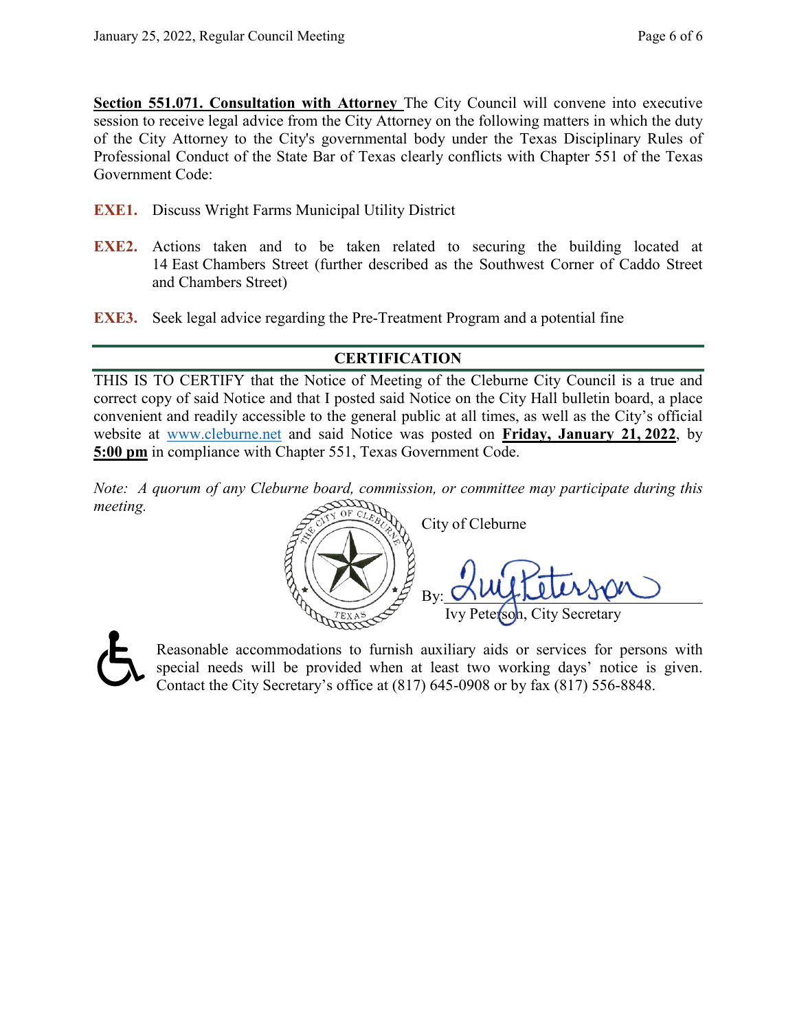**Section 551.071. Consultation with Attorney** The City Council will convene into executive session to receive legal advice from the City Attorney on the following matters in which the duty of the City Attorney to the City's governmental body under the Texas Disciplinary Rules of Professional Conduct of the State Bar of Texas clearly conflicts with Chapter 551 of the Texas Government Code:

**EXE1.** Discuss Wright Farms Municipal Utility District

**EXE2.** Actions taken and to be taken related to securing the building located at 14 East Chambers Street (further described as the Southwest Corner of Caddo Street and Chambers Street)

**EXE3.** Seek legal advice regarding the Pre-Treatment Program and a potential fine

## CERTIFICATION

THIS IS TO CERTIFY that the Notice of Meeting of the Cleburne City Council is a true and correct copy of said Notice and that I posted said Notice on the City Hall bulletin board, a place convenient and readily accessible to the general public at all times, as well as the City's official website at www.cleburne.net and said Notice was posted on **Friday, January 21, 2022**, by **5:00 pm** in compliance with Chapter 551, Texas Government Code.

*Note: A quorum of any Cleburne board, commission, or committee may participate during this meeting.*

City of Cleburne

By: Ivy Peterson

Ivy Peterson, City Secretary

Reasonable accommodations to furnish auxiliary aids or services for persons with special needs will be provided when at least two working days' notice is given. Contact the City Secretary's office at (817) 645-0908 or by fax (817) 556-8848.